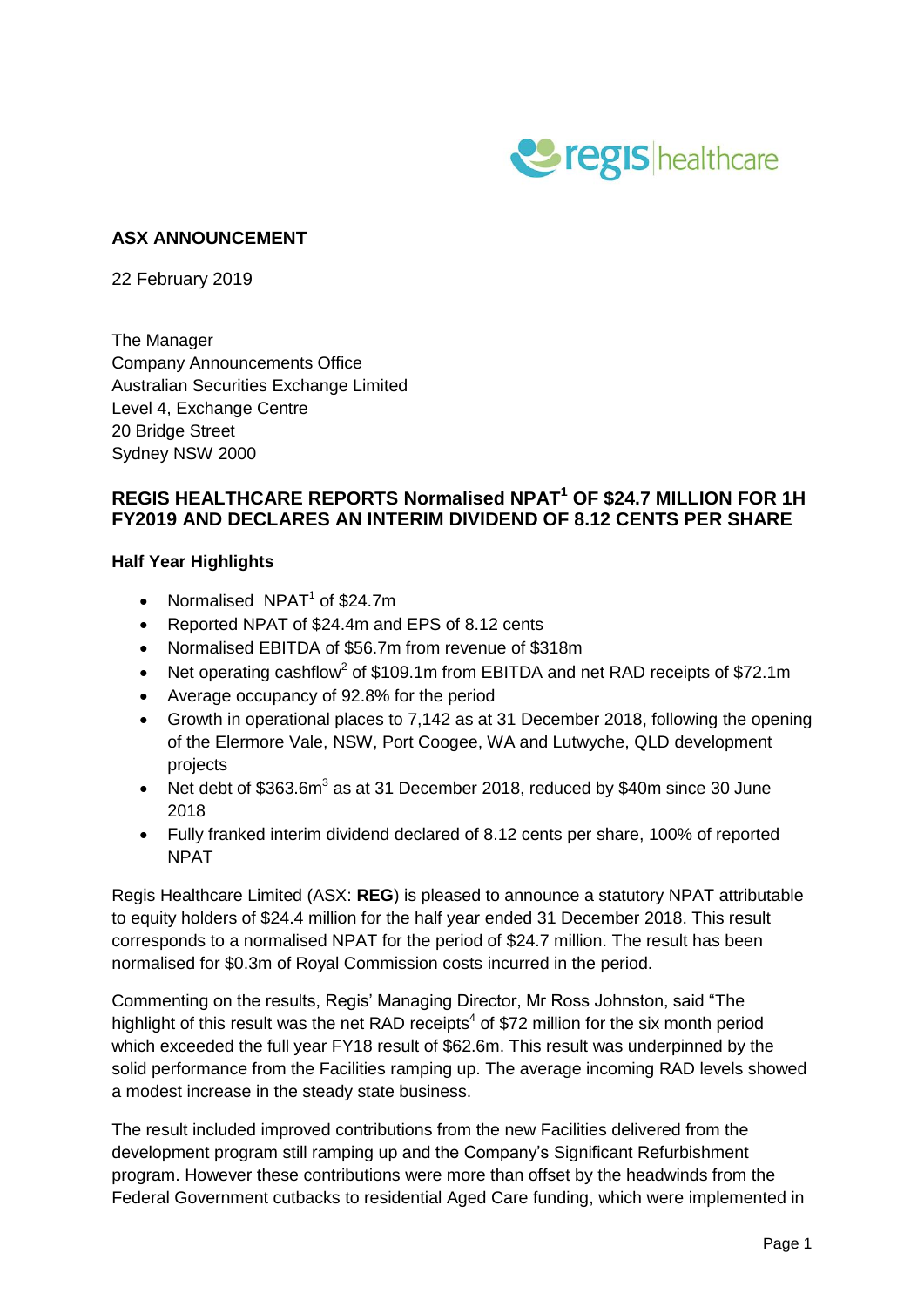**ASX ANNOUNCEMENT**

22 February 2019

The Manager
Company Announcements Office
Australian Securities Exchange Limited
Level 4, Exchange Centre
20 Bridge Street
Sydney NSW 2000

## REGIS HEALTHCARE REPORTS Normalised NPAT[1] OF $24.7 MILLION FOR 1H FY2019 AND DECLARES AN INTERIM DIVIDEND OF 8.12 CENTS PER SHARE

### Half Year Highlights

- Normalised NPAT[1] of $24.7m
- Reported NPAT of $24.4m and EPS of 8.12 cents
- Normalised EBITDA of $56.7m from revenue of $318m
- Net operating cashflow[2] of $109.1m from EBITDA and net RAD receipts of $72.1m
- Average occupancy of 92.8% for the period
- Growth in operational places to 7,142 as at 31 December 2018, following the opening of the Elermore Vale, NSW, Port Coogee, WA and Lutwyche, QLD development projects
- Net debt of $363.6m[3] as at 31 December 2018, reduced by $40m since 30 June 2018
- Fully franked interim dividend declared of 8.12 cents per share, 100% of reported NPAT

Regis Healthcare Limited (ASX: **REG**) is pleased to announce a statutory NPAT attributable to equity holders of $24.4 million for the half year ended 31 December 2018. This result corresponds to a normalised NPAT for the period of $24.7 million. The result has been normalised for $0.3m of Royal Commission costs incurred in the period.

Commenting on the results, Regis' Managing Director, Mr Ross Johnston, said "The highlight of this result was the net RAD receipts[4] of $72 million for the six month period which exceeded the full year FY18 result of $62.6m. This result was underpinned by the solid performance from the Facilities ramping up. The average incoming RAD levels showed a modest increase in the steady state business.

The result included improved contributions from the new Facilities delivered from the development program still ramping up and the Company's Significant Refurbishment program. However these contributions were more than offset by the headwinds from the Federal Government cutbacks to residential Aged Care funding, which were implemented in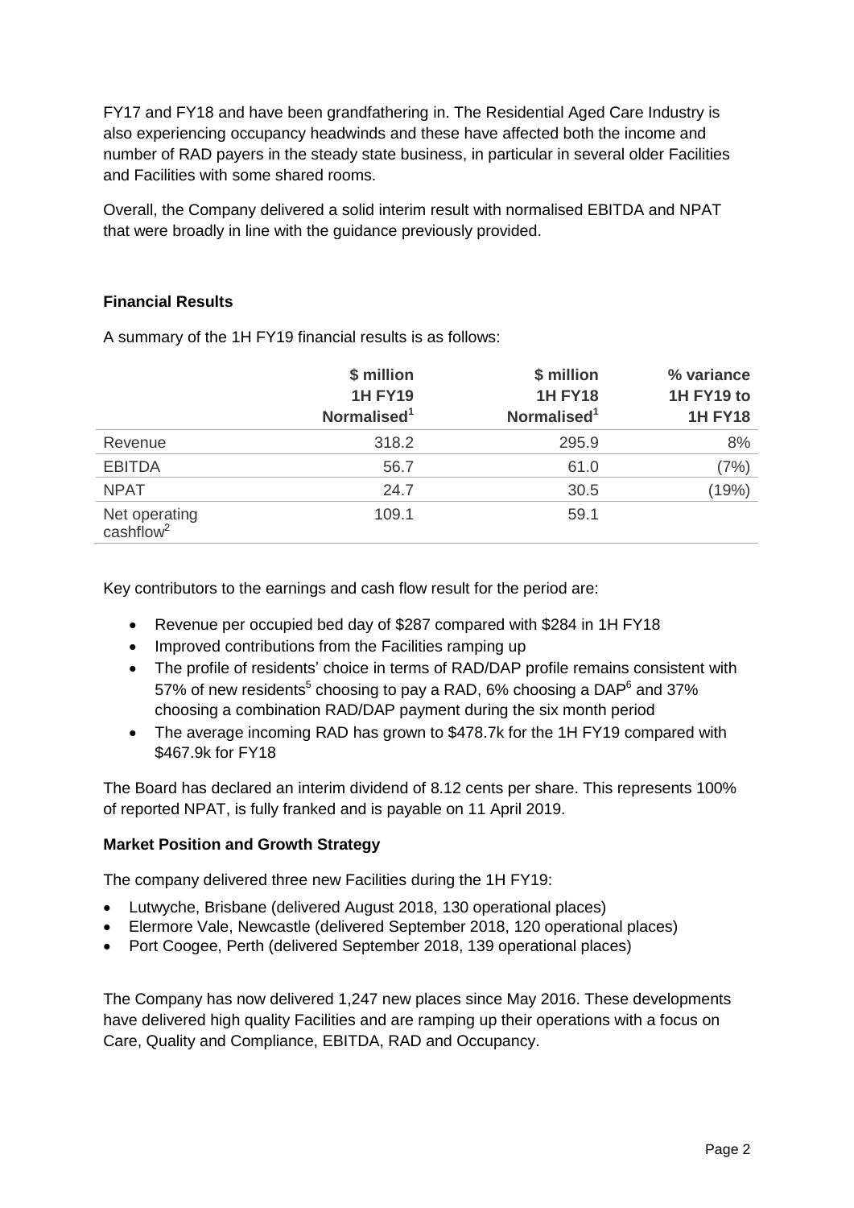FY17 and FY18 and have been grandfathering in. The Residential Aged Care Industry is also experiencing occupancy headwinds and these have affected both the income and number of RAD payers in the steady state business, in particular in several older Facilities and Facilities with some shared rooms.

Overall, the Company delivered a solid interim result with normalised EBITDA and NPAT that were broadly in line with the guidance previously provided.

**Financial Results**

A summary of the 1H FY19 financial results is as follows:

| | \$ million 1H FY19 Normalised[1] | \$ million 1H FY18 Normalised[1] | % variance 1H FY19 to 1H FY18 |
|---|---|---|---|
| Revenue | 318.2 | 295.9 | 8% |
| EBITDA | 56.7 | 61.0 | (7%) |
| NPAT | 24.7 | 30.5 | (19%) |
| Net operating cashflow[2] | 109.1 | 59.1 | |

Key contributors to the earnings and cash flow result for the period are:

- Revenue per occupied bed day of \$287 compared with \$284 in 1H FY18
- Improved contributions from the Facilities ramping up
- The profile of residents' choice in terms of RAD/DAP profile remains consistent with 57% of new residents[5] choosing to pay a RAD, 6% choosing a DAP[6] and 37% choosing a combination RAD/DAP payment during the six month period
- The average incoming RAD has grown to \$478.7k for the 1H FY19 compared with \$467.9k for FY18

The Board has declared an interim dividend of 8.12 cents per share. This represents 100% of reported NPAT, is fully franked and is payable on 11 April 2019.

**Market Position and Growth Strategy**

The company delivered three new Facilities during the 1H FY19:

- Lutwyche, Brisbane (delivered August 2018, 130 operational places)
- Elermore Vale, Newcastle (delivered September 2018, 120 operational places)
- Port Coogee, Perth (delivered September 2018, 139 operational places)

The Company has now delivered 1,247 new places since May 2016. These developments have delivered high quality Facilities and are ramping up their operations with a focus on Care, Quality and Compliance, EBITDA, RAD and Occupancy.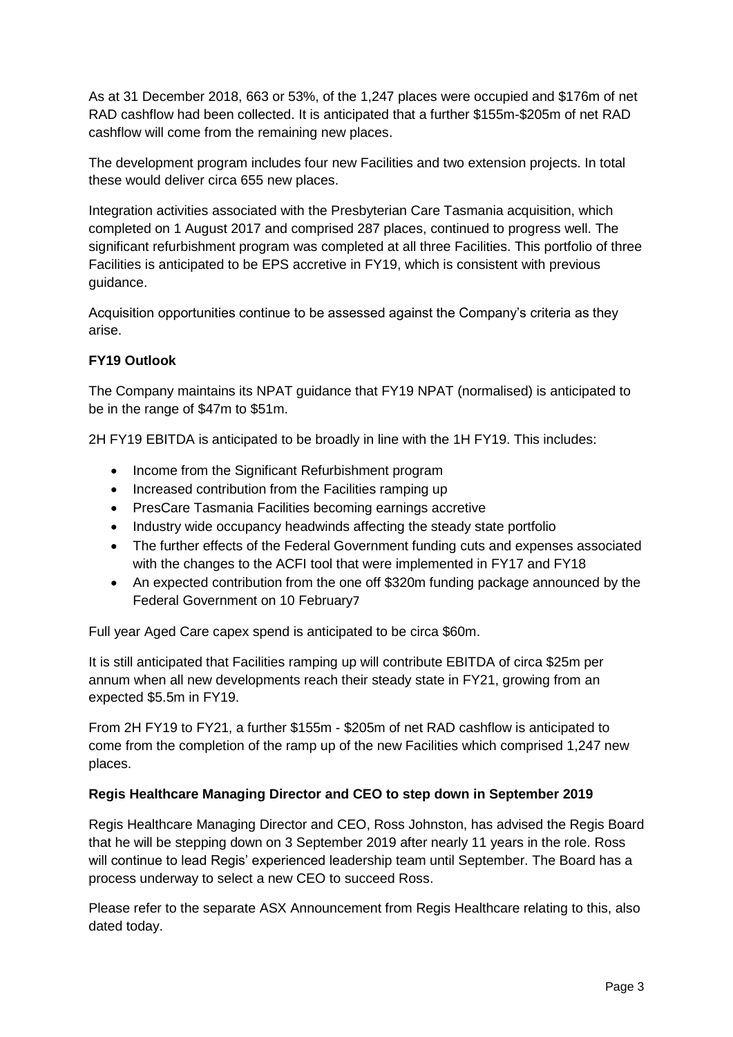As at 31 December 2018, 663 or 53%, of the 1,247 places were occupied and $176m of net RAD cashflow had been collected. It is anticipated that a further $155m-$205m of net RAD cashflow will come from the remaining new places.

The development program includes four new Facilities and two extension projects. In total these would deliver circa 655 new places.

Integration activities associated with the Presbyterian Care Tasmania acquisition, which completed on 1 August 2017 and comprised 287 places, continued to progress well. The significant refurbishment program was completed at all three Facilities. This portfolio of three Facilities is anticipated to be EPS accretive in FY19, which is consistent with previous guidance.

Acquisition opportunities continue to be assessed against the Company's criteria as they arise.

**FY19 Outlook**

The Company maintains its NPAT guidance that FY19 NPAT (normalised) is anticipated to be in the range of $47m to $51m.

2H FY19 EBITDA is anticipated to be broadly in line with the 1H FY19. This includes:

- Income from the Significant Refurbishment program
- Increased contribution from the Facilities ramping up
- PresCare Tasmania Facilities becoming earnings accretive
- Industry wide occupancy headwinds affecting the steady state portfolio
- The further effects of the Federal Government funding cuts and expenses associated with the changes to the ACFI tool that were implemented in FY17 and FY18
- An expected contribution from the one off $320m funding package announced by the Federal Government on 10 February[7]

Full year Aged Care capex spend is anticipated to be circa $60m.

It is still anticipated that Facilities ramping up will contribute EBITDA of circa $25m per annum when all new developments reach their steady state in FY21, growing from an expected $5.5m in FY19.

From 2H FY19 to FY21, a further $155m - $205m of net RAD cashflow is anticipated to come from the completion of the ramp up of the new Facilities which comprised 1,247 new places.

**Regis Healthcare Managing Director and CEO to step down in September 2019**

Regis Healthcare Managing Director and CEO, Ross Johnston, has advised the Regis Board that he will be stepping down on 3 September 2019 after nearly 11 years in the role. Ross will continue to lead Regis' experienced leadership team until September. The Board has a process underway to select a new CEO to succeed Ross.

Please refer to the separate ASX Announcement from Regis Healthcare relating to this, also dated today.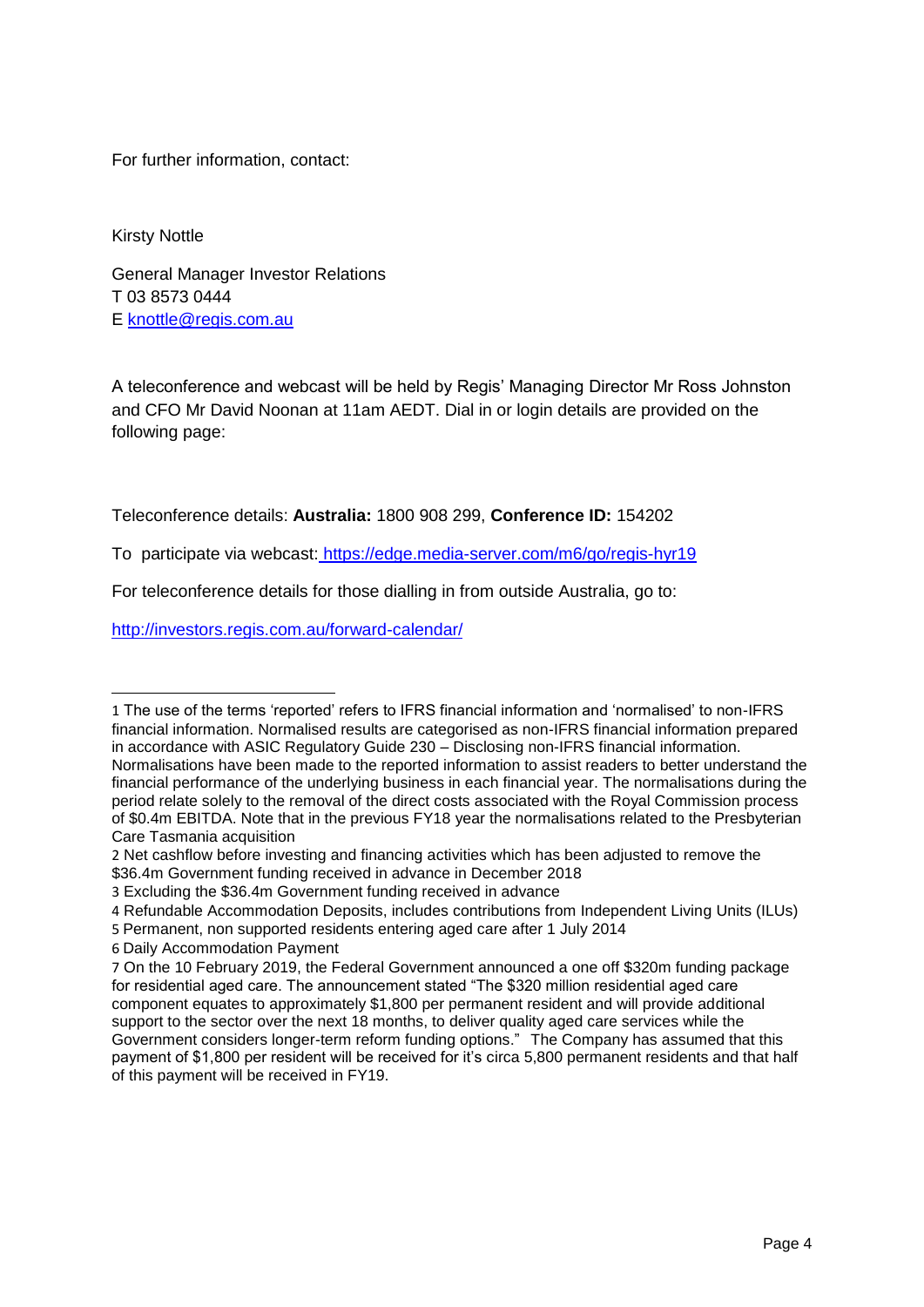For further information, contact:

Kirsty Nottle

General Manager Investor Relations
T 03 8573 0444
E knottle@regis.com.au

A teleconference and webcast will be held by Regis' Managing Director Mr Ross Johnston and CFO Mr David Noonan at 11am AEDT. Dial in or login details are provided on the following page:

Teleconference details: **Australia:** 1800 908 299, **Conference ID:** 154202

To participate via webcast: https://edge.media-server.com/m6/go/regis-hyr19

For teleconference details for those dialling in from outside Australia, go to:

http://investors.regis.com.au/forward-calendar/

---

1 The use of the terms 'reported' refers to IFRS financial information and 'normalised' to non-IFRS financial information. Normalised results are categorised as non-IFRS financial information prepared in accordance with ASIC Regulatory Guide 230 – Disclosing non-IFRS financial information. Normalisations have been made to the reported information to assist readers to better understand the financial performance of the underlying business in each financial year. The normalisations during the period relate solely to the removal of the direct costs associated with the Royal Commission process of $0.4m EBITDA. Note that in the previous FY18 year the normalisations related to the Presbyterian Care Tasmania acquisition

2 Net cashflow before investing and financing activities which has been adjusted to remove the $36.4m Government funding received in advance in December 2018

3 Excluding the $36.4m Government funding received in advance

4 Refundable Accommodation Deposits, includes contributions from Independent Living Units (ILUs)

5 Permanent, non supported residents entering aged care after 1 July 2014

6 Daily Accommodation Payment

7 On the 10 February 2019, the Federal Government announced a one off $320m funding package for residential aged care. The announcement stated "The $320 million residential aged care component equates to approximately $1,800 per permanent resident and will provide additional support to the sector over the next 18 months, to deliver quality aged care services while the Government considers longer-term reform funding options." The Company has assumed that this payment of $1,800 per resident will be received for it's circa 5,800 permanent residents and that half of this payment will be received in FY19.